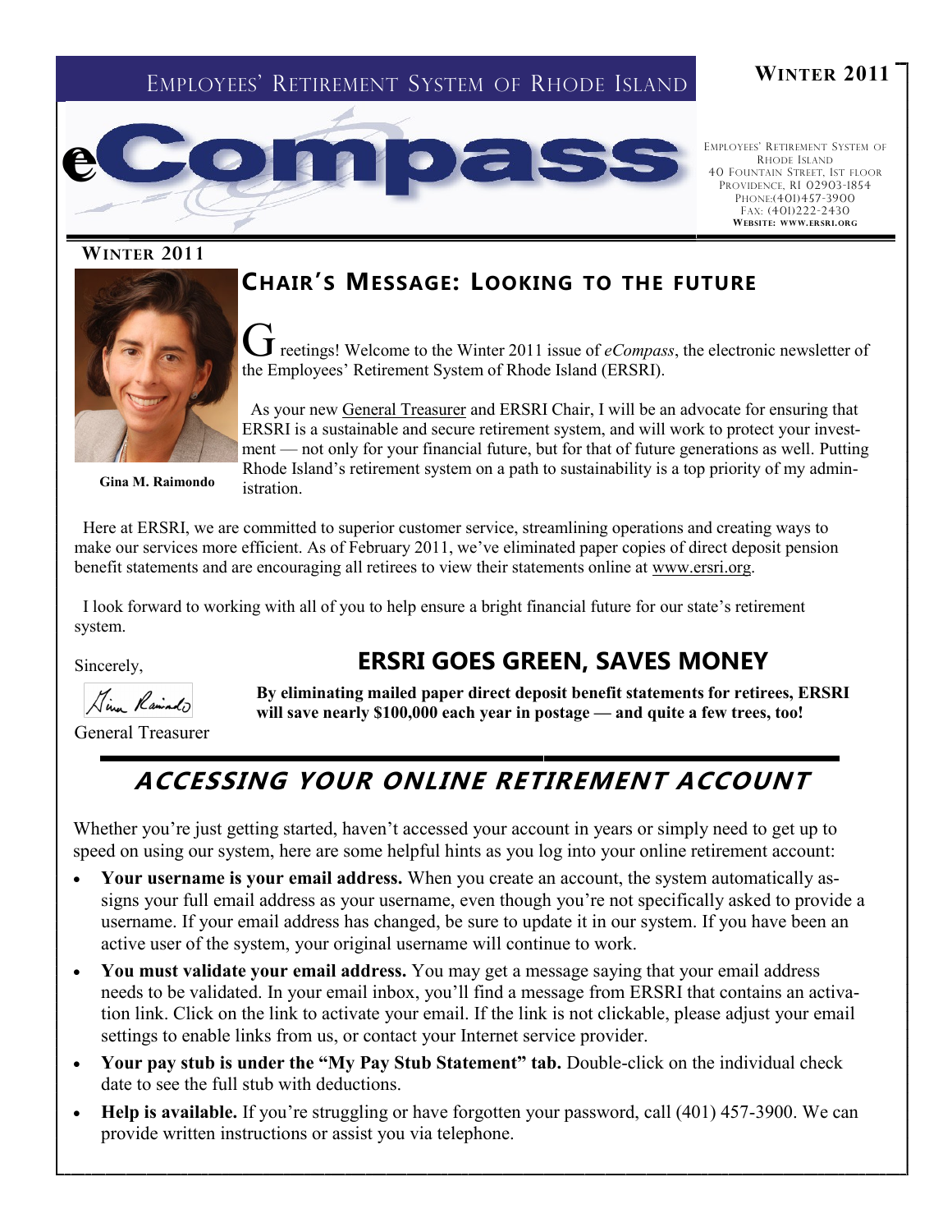# Employees' Retirement System of Rhode Island

**Winter 2011**

# eCompass

Employees' Retirement System of Rhode Island
40 Fountain Street, 1st Floor
Providence, RI 02903-1854
Phone:(401)457-3900
Fax: (401)222-2430
**Website: www.ersri.org**

**Winter 2011**

## Chair's Message: Looking to the Future

Gina M. Raimondo

Greetings! Welcome to the Winter 2011 issue of *eCompass*, the electronic newsletter of the Employees' Retirement System of Rhode Island (ERSRI).

As your new General Treasurer and ERSRI Chair, I will be an advocate for ensuring that ERSRI is a sustainable and secure retirement system, and will work to protect your investment — not only for your financial future, but for that of future generations as well. Putting Rhode Island's retirement system on a path to sustainability is a top priority of my administration.

Here at ERSRI, we are committed to superior customer service, streamlining operations and creating ways to make our services more efficient. As of February 2011, we've eliminated paper copies of direct deposit pension benefit statements and are encouraging all retirees to view their statements online at www.ersri.org.

I look forward to working with all of you to help ensure a bright financial future for our state's retirement system.

Sincerely,

Gina Raimondo

General Treasurer

## ERSRI Goes Green, Saves Money

**By eliminating mailed paper direct deposit benefit statements for retirees, ERSRI will save nearly $100,000 each year in postage — and quite a few trees, too!**

## *Accessing Your Online Retirement Account*

Whether you're just getting started, haven't accessed your account in years or simply need to get up to speed on using our system, here are some helpful hints as you log into your online retirement account:

- **Your username is your email address.** When you create an account, the system automatically assigns your full email address as your username, even though you're not specifically asked to provide a username. If your email address has changed, be sure to update it in our system. If you have been an active user of the system, your original username will continue to work.
- **You must validate your email address.** You may get a message saying that your email address needs to be validated. In your email inbox, you'll find a message from ERSRI that contains an activation link. Click on the link to activate your email. If the link is not clickable, please adjust your email settings to enable links from us, or contact your Internet service provider.
- **Your pay stub is under the "My Pay Stub Statement" tab.** Double-click on the individual check date to see the full stub with deductions.
- **Help is available.** If you're struggling or have forgotten your password, call (401) 457-3900. We can provide written instructions or assist you via telephone.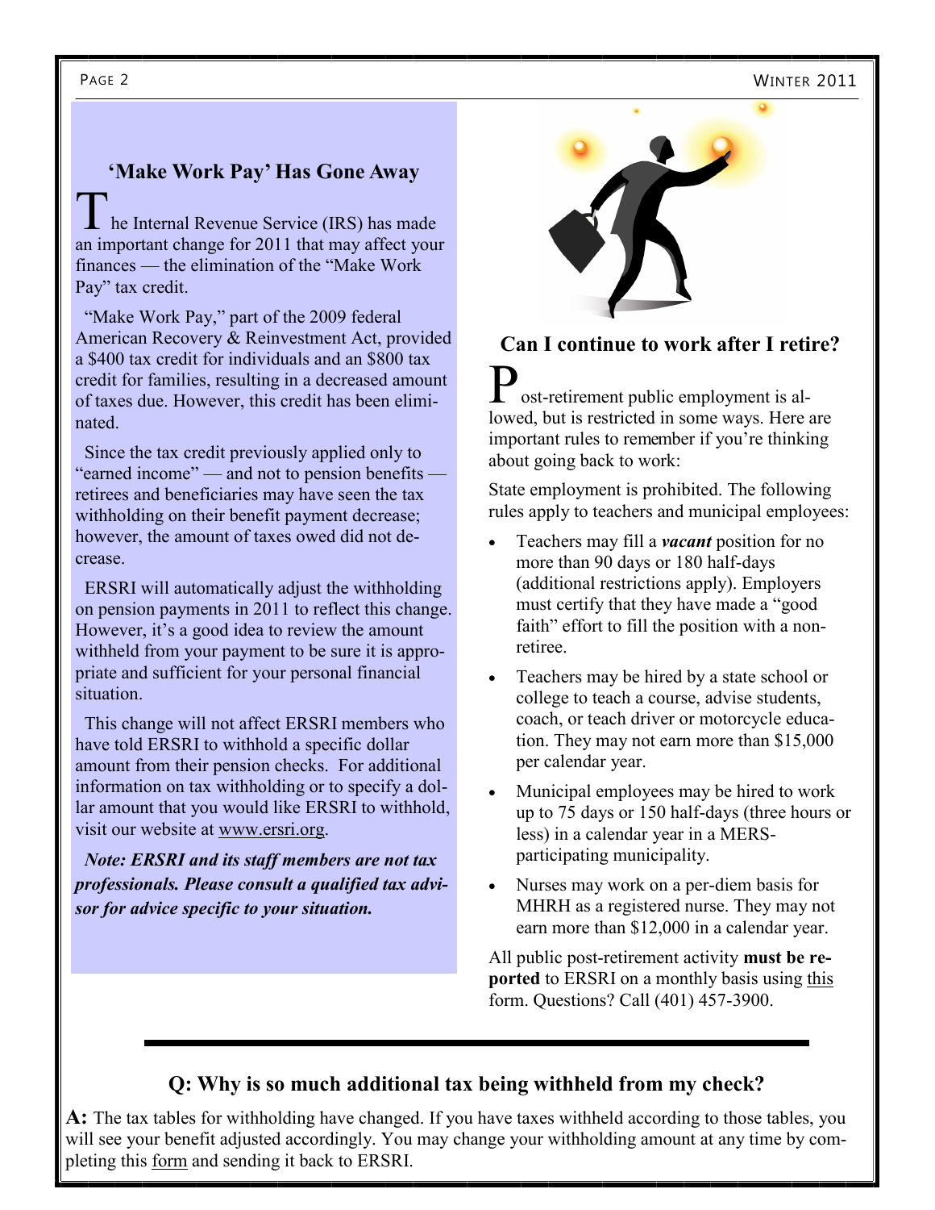## 'Make Work Pay' Has Gone Away

The Internal Revenue Service (IRS) has made an important change for 2011 that may affect your finances — the elimination of the "Make Work Pay" tax credit.

"Make Work Pay," part of the 2009 federal American Recovery & Reinvestment Act, provided a $400 tax credit for individuals and an $800 tax credit for families, resulting in a decreased amount of taxes due. However, this credit has been eliminated.

Since the tax credit previously applied only to "earned income" — and not to pension benefits — retirees and beneficiaries may have seen the tax withholding on their benefit payment decrease; however, the amount of taxes owed did not decrease.

ERSRI will automatically adjust the withholding on pension payments in 2011 to reflect this change. However, it's a good idea to review the amount withheld from your payment to be sure it is appropriate and sufficient for your personal financial situation.

This change will not affect ERSRI members who have told ERSRI to withhold a specific dollar amount from their pension checks. For additional information on tax withholding or to specify a dollar amount that you would like ERSRI to withhold, visit our website at www.ersri.org.

***Note: ERSRI and its staff members are not tax professionals. Please consult a qualified tax advisor for advice specific to your situation.***

## Can I continue to work after I retire?

Post-retirement public employment is allowed, but is restricted in some ways. Here are important rules to remember if you're thinking about going back to work:

State employment is prohibited. The following rules apply to teachers and municipal employees:

- Teachers may fill a ***vacant*** position for no more than 90 days or 180 half-days (additional restrictions apply). Employers must certify that they have made a "good faith" effort to fill the position with a non-retiree.
- Teachers may be hired by a state school or college to teach a course, advise students, coach, or teach driver or motorcycle education. They may not earn more than $15,000 per calendar year.
- Municipal employees may be hired to work up to 75 days or 150 half-days (three hours or less) in a calendar year in a MERS-participating municipality.
- Nurses may work on a per-diem basis for MHRH as a registered nurse. They may not earn more than $12,000 in a calendar year.

All public post-retirement activity **must be reported** to ERSRI on a monthly basis using this form. Questions? Call (401) 457-3900.

---

## Q: Why is so much additional tax being withheld from my check?

**A:** The tax tables for withholding have changed. If you have taxes withheld according to those tables, you will see your benefit adjusted accordingly. You may change your withholding amount at any time by completing this form and sending it back to ERSRI.